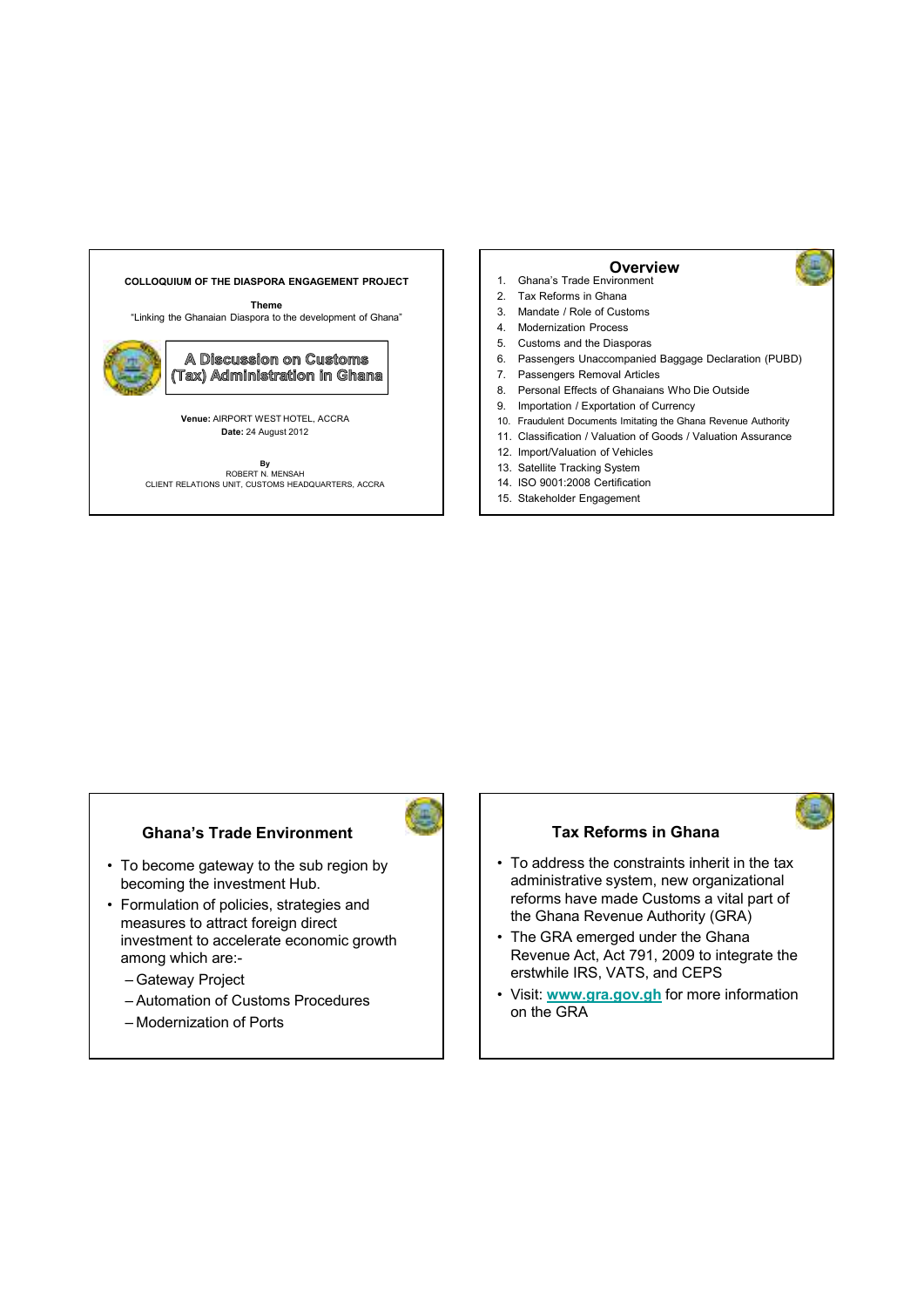COLLOQUIUM OF THE DIASPORA ENGAGEMENT PROJECT

**Theme**

"Linking the Ghanaian Diaspora to the development of Ghana"

# A Discussion on Customs (Tax) Administration in Ghana

**Venue:** AIRPORT WEST HOTEL, ACCRA

**Date:** 24 August 2012

**By**

ROBERT N. MENSAH

CLIENT RELATIONS UNIT, CUSTOMS HEADQUARTERS, ACCRA

## Overview

1. Ghana's Trade Environment
2. Tax Reforms in Ghana
3. Mandate / Role of Customs
4. Modernization Process
5. Customs and the Diasporas
6. Passengers Unaccompanied Baggage Declaration (PUBD)
7. Passengers Removal Articles
8. Personal Effects of Ghanaians Who Die Outside
9. Importation / Exportation of Currency
10. Fraudulent Documents Imitating the Ghana Revenue Authority
11. Classification / Valuation of Goods / Valuation Assurance
12. Import/Valuation of Vehicles
13. Satellite Tracking System
14. ISO 9001:2008 Certification
15. Stakeholder Engagement

## Ghana's Trade Environment

- To become gateway to the sub region by becoming the investment Hub.
- Formulation of policies, strategies and measures to attract foreign direct investment to accelerate economic growth among which are:-
  - Gateway Project
  - Automation of Customs Procedures
  - Modernization of Ports

## Tax Reforms in Ghana

- To address the constraints inherit in the tax administrative system, new organizational reforms have made Customs a vital part of the Ghana Revenue Authority (GRA)
- The GRA emerged under the Ghana Revenue Act, Act 791, 2009 to integrate the erstwhile IRS, VATS, and CEPS
- Visit: **www.gra.gov.gh** for more information on the GRA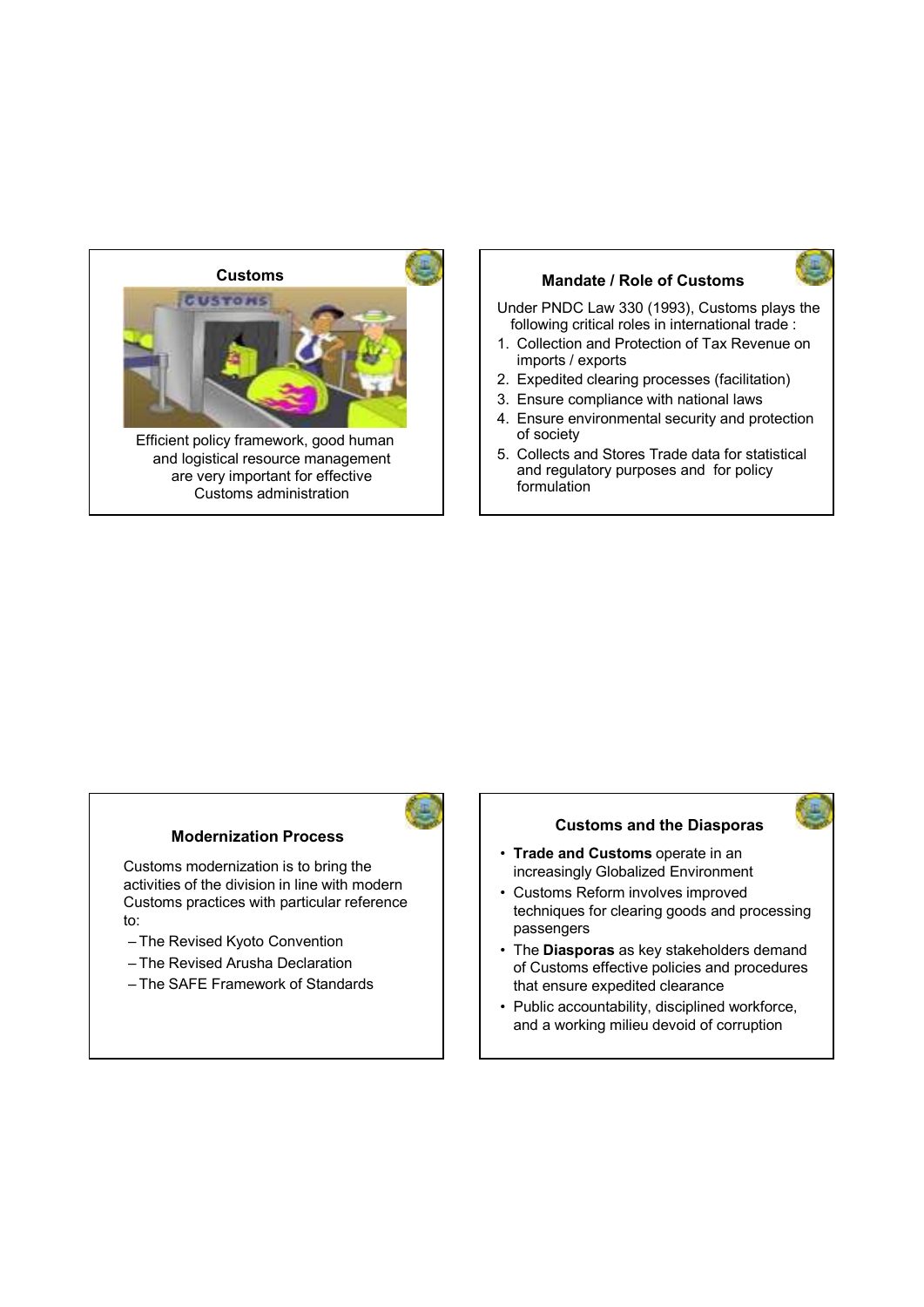## Customs

Efficient policy framework, good human and logistical resource management are very important for effective Customs administration

## Mandate / Role of Customs

Under PNDC Law 330 (1993), Customs plays the following critical roles in international trade :

1. Collection and Protection of Tax Revenue on imports / exports
2. Expedited clearing processes (facilitation)
3. Ensure compliance with national laws
4. Ensure environmental security and protection of society
5. Collects and Stores Trade data for statistical and regulatory purposes and for policy formulation

## Modernization Process

Customs modernization is to bring the activities of the division in line with modern Customs practices with particular reference to:

- The Revised Kyoto Convention
- The Revised Arusha Declaration
- The SAFE Framework of Standards

## Customs and the Diasporas

- **Trade and Customs** operate in an increasingly Globalized Environment
- Customs Reform involves improved techniques for clearing goods and processing passengers
- The **Diasporas** as key stakeholders demand of Customs effective policies and procedures that ensure expedited clearance
- Public accountability, disciplined workforce, and a working milieu devoid of corruption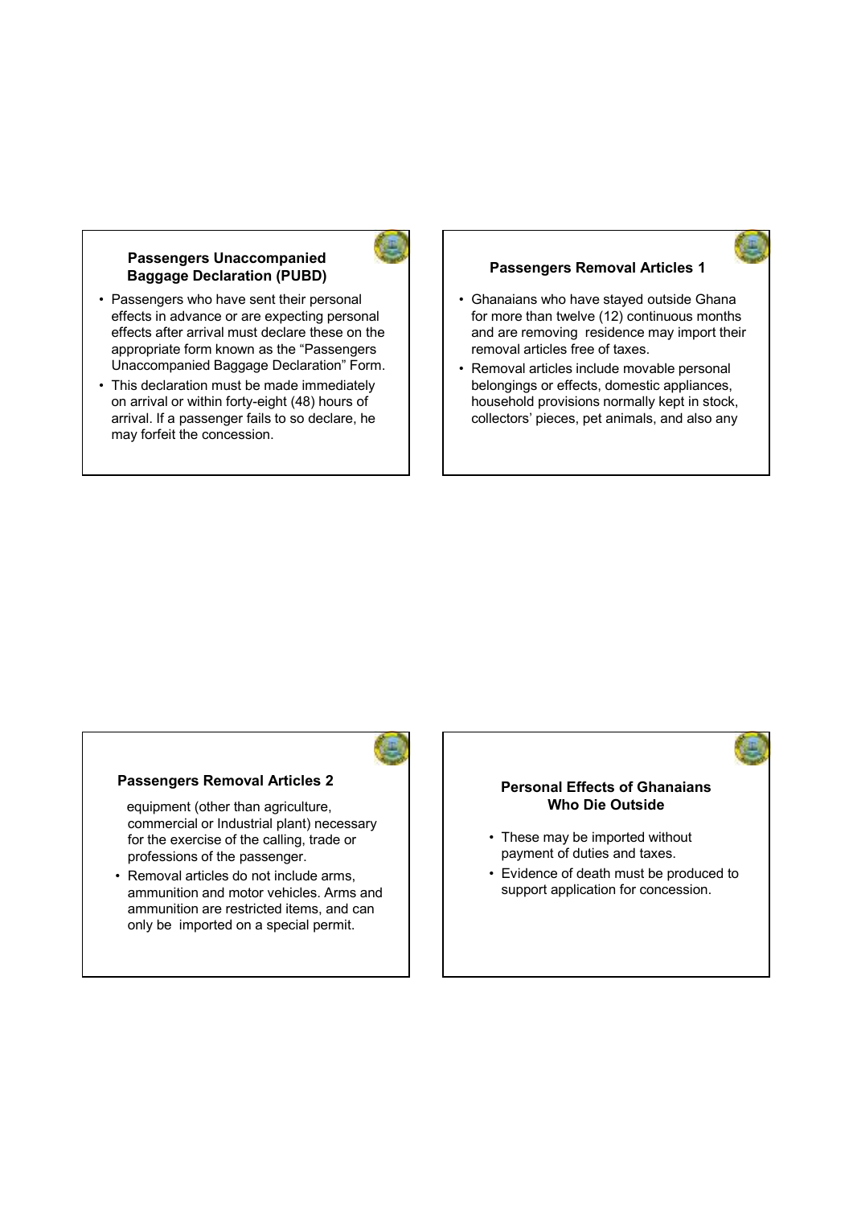## Passengers Unaccompanied Baggage Declaration (PUBD)

- Passengers who have sent their personal effects in advance or are expecting personal effects after arrival must declare these on the appropriate form known as the "Passengers Unaccompanied Baggage Declaration" Form.
- This declaration must be made immediately on arrival or within forty-eight (48) hours of arrival. If a passenger fails to so declare, he may forfeit the concession.

## Passengers Removal Articles 1

- Ghanaians who have stayed outside Ghana for more than twelve (12) continuous months and are removing residence may import their removal articles free of taxes.
- Removal articles include movable personal belongings or effects, domestic appliances, household provisions normally kept in stock, collectors' pieces, pet animals, and also any

## Passengers Removal Articles 2

equipment (other than agriculture, commercial or Industrial plant) necessary for the exercise of the calling, trade or professions of the passenger.

- Removal articles do not include arms, ammunition and motor vehicles. Arms and ammunition are restricted items, and can only be imported on a special permit.

## Personal Effects of Ghanaians Who Die Outside

- These may be imported without payment of duties and taxes.
- Evidence of death must be produced to support application for concession.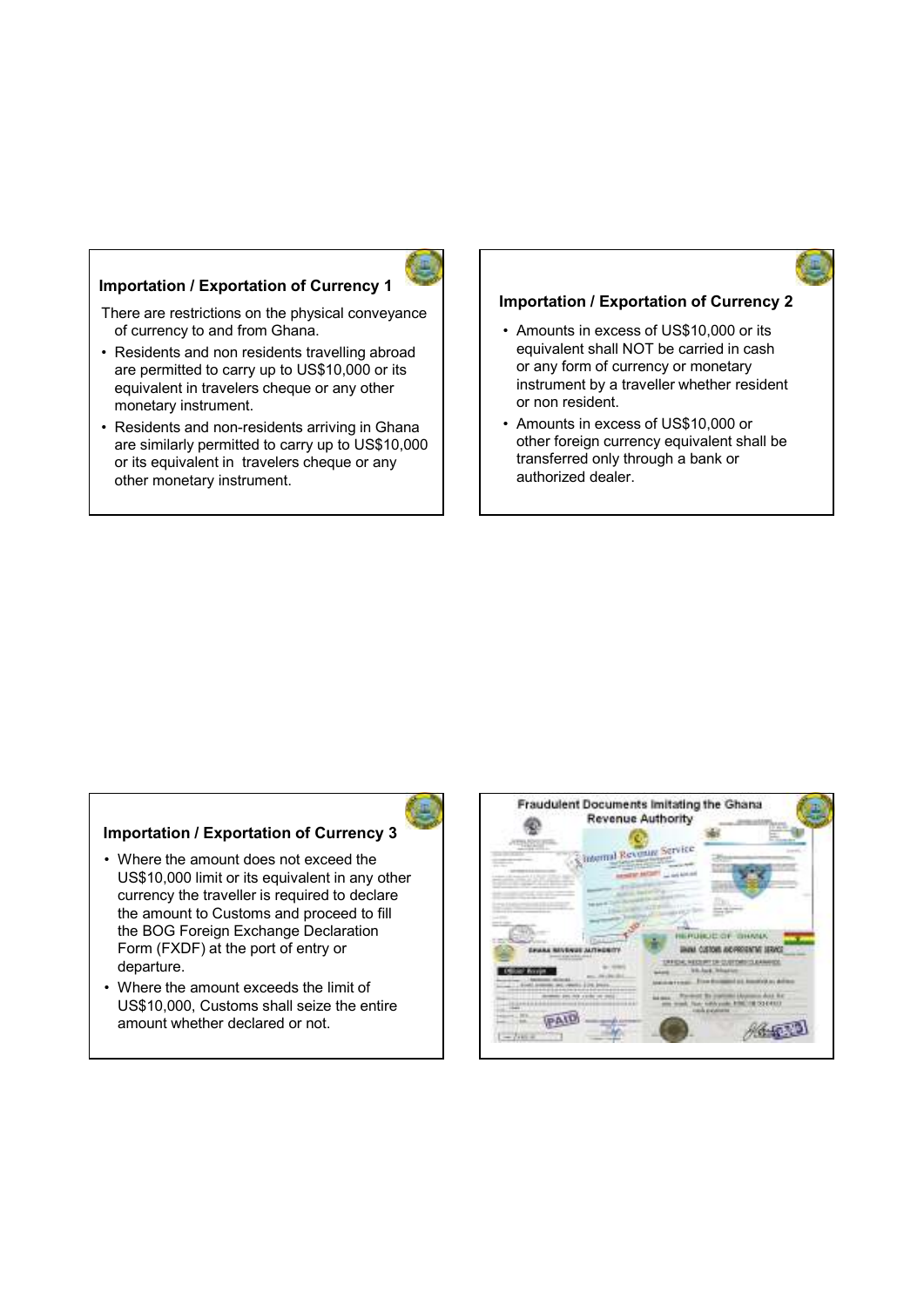## Importation / Exportation of Currency 1

There are restrictions on the physical conveyance of currency to and from Ghana.

- Residents and non residents travelling abroad are permitted to carry up to US$10,000 or its equivalent in travelers cheque or any other monetary instrument.
- Residents and non-residents arriving in Ghana are similarly permitted to carry up to US$10,000 or its equivalent in travelers cheque or any other monetary instrument.

## Importation / Exportation of Currency 2

- Amounts in excess of US$10,000 or its equivalent shall NOT be carried in cash or any form of currency or monetary instrument by a traveller whether resident or non resident.
- Amounts in excess of US$10,000 or other foreign currency equivalent shall be transferred only through a bank or authorized dealer.

## Importation / Exportation of Currency 3

- Where the amount does not exceed the US$10,000 limit or its equivalent in any other currency the traveller is required to declare the amount to Customs and proceed to fill the BOG Foreign Exchange Declaration Form (FXDF) at the port of entry or departure.
- Where the amount exceeds the limit of US$10,000, Customs shall seize the entire amount whether declared or not.

## Fraudulent Documents Imitating the Ghana Revenue Authority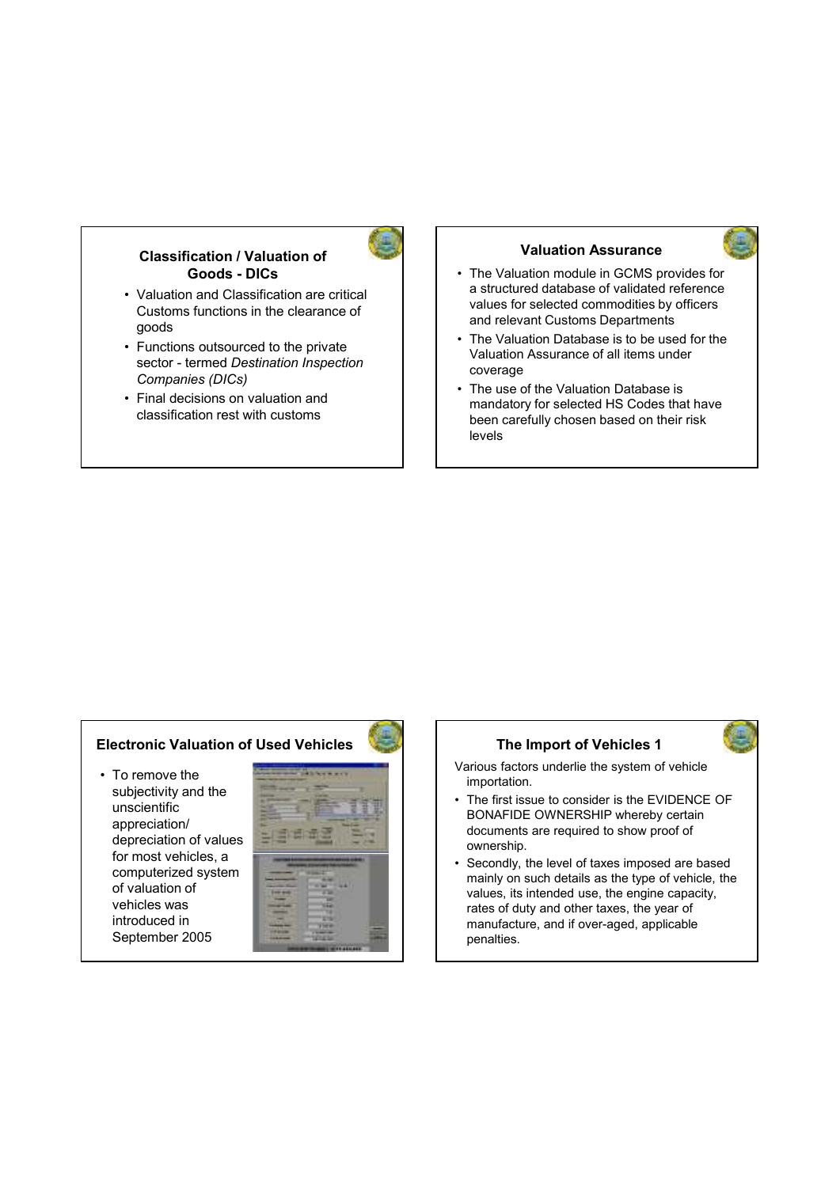## Classification / Valuation of Goods - DICs

- Valuation and Classification are critical Customs functions in the clearance of goods
- Functions outsourced to the private sector - termed *Destination Inspection Companies (DICs)*
- Final decisions on valuation and classification rest with customs

## Valuation Assurance

- The Valuation module in GCMS provides for a structured database of validated reference values for selected commodities by officers and relevant Customs Departments
- The Valuation Database is to be used for the Valuation Assurance of all items under coverage
- The use of the Valuation Database is mandatory for selected HS Codes that have been carefully chosen based on their risk levels

## Electronic Valuation of Used Vehicles

- To remove the subjectivity and the unscientific appreciation/ depreciation of values for most vehicles, a computerized system of valuation of vehicles was introduced in September 2005

## The Import of Vehicles 1

Various factors underlie the system of vehicle importation.

- The first issue to consider is the EVIDENCE OF BONAFIDE OWNERSHIP whereby certain documents are required to show proof of ownership.
- Secondly, the level of taxes imposed are based mainly on such details as the type of vehicle, the values, its intended use, the engine capacity, rates of duty and other taxes, the year of manufacture, and if over-aged, applicable penalties.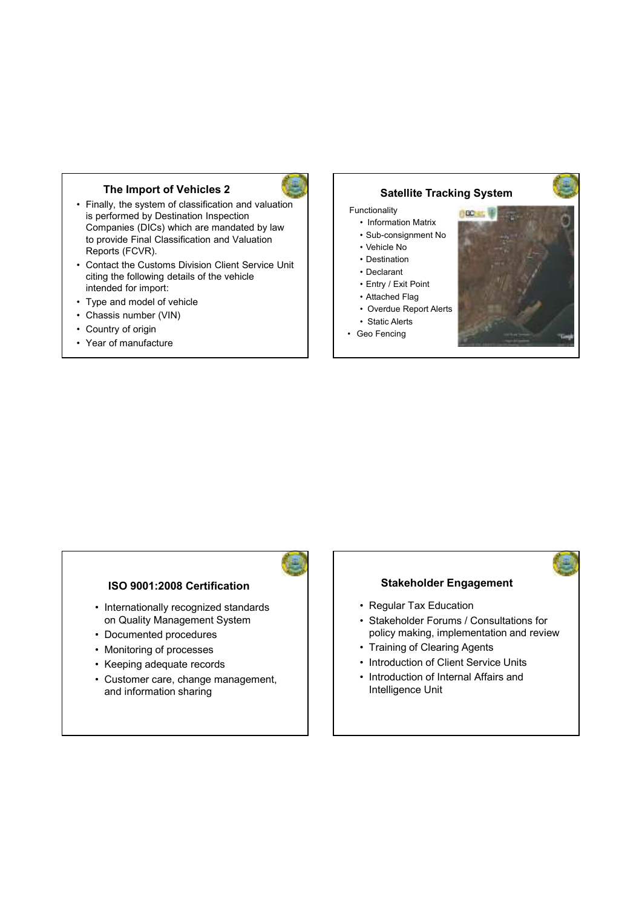## The Import of Vehicles 2

- Finally, the system of classification and valuation is performed by Destination Inspection Companies (DICs) which are mandated by law to provide Final Classification and Valuation Reports (FCVR).
- Contact the Customs Division Client Service Unit citing the following details of the vehicle intended for import:
- Type and model of vehicle
- Chassis number (VIN)
- Country of origin
- Year of manufacture

## Satellite Tracking System

Functionality

- Information Matrix
- Sub-consignment No
- Vehicle No
- Destination
- Declarant
- Entry / Exit Point
- Attached Flag
- Overdue Report Alerts
- Static Alerts

- Geo Fencing

## ISO 9001:2008 Certification

- Internationally recognized standards on Quality Management System
- Documented procedures
- Monitoring of processes
- Keeping adequate records
- Customer care, change management, and information sharing

## Stakeholder Engagement

- Regular Tax Education
- Stakeholder Forums / Consultations for policy making, implementation and review
- Training of Clearing Agents
- Introduction of Client Service Units
- Introduction of Internal Affairs and Intelligence Unit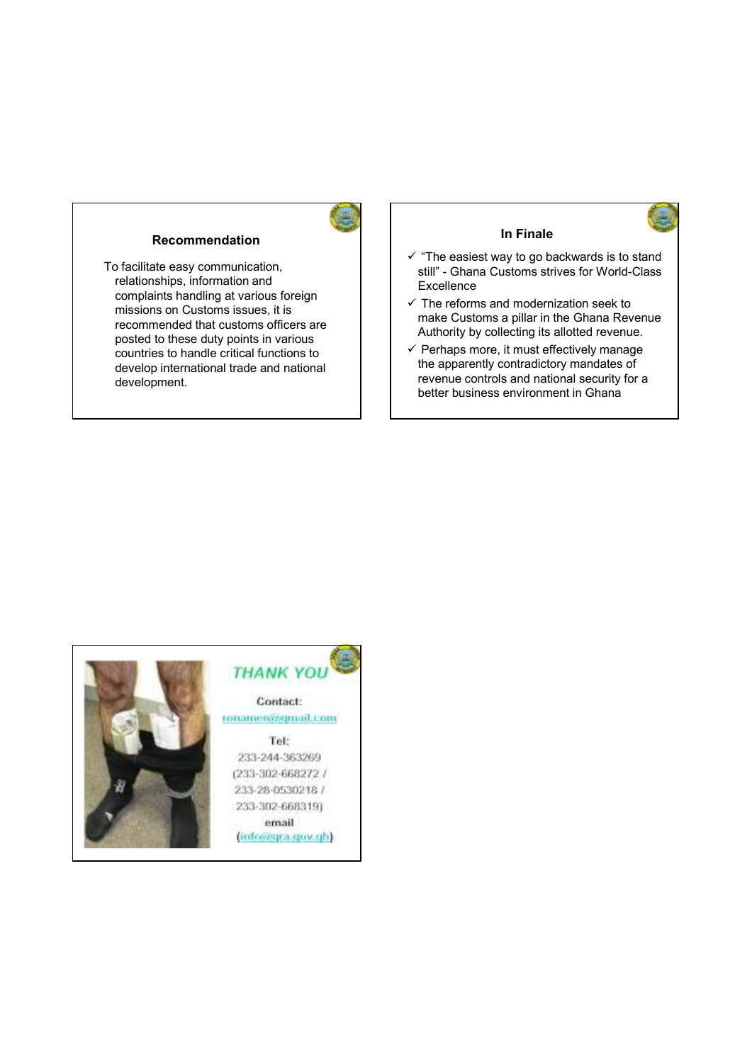## Recommendation

To facilitate easy communication, relationships, information and complaints handling at various foreign missions on Customs issues, it is recommended that customs officers are posted to these duty points in various countries to handle critical functions to develop international trade and national development.

## In Finale

- ✓ "The easiest way to go backwards is to stand still" - Ghana Customs strives for World-Class Excellence
- ✓ The reforms and modernization seek to make Customs a pillar in the Ghana Revenue Authority by collecting its allotted revenue.
- ✓ Perhaps more, it must effectively manage the apparently contradictory mandates of revenue controls and national security for a better business environment in Ghana

## THANK YOU

Contact:
ronamen@gmail.com

Tel:
233-244-363269
(233-302-668272 /
233-28-0530218 /
233-302-668319)

email
(info@gra.gov.gh)